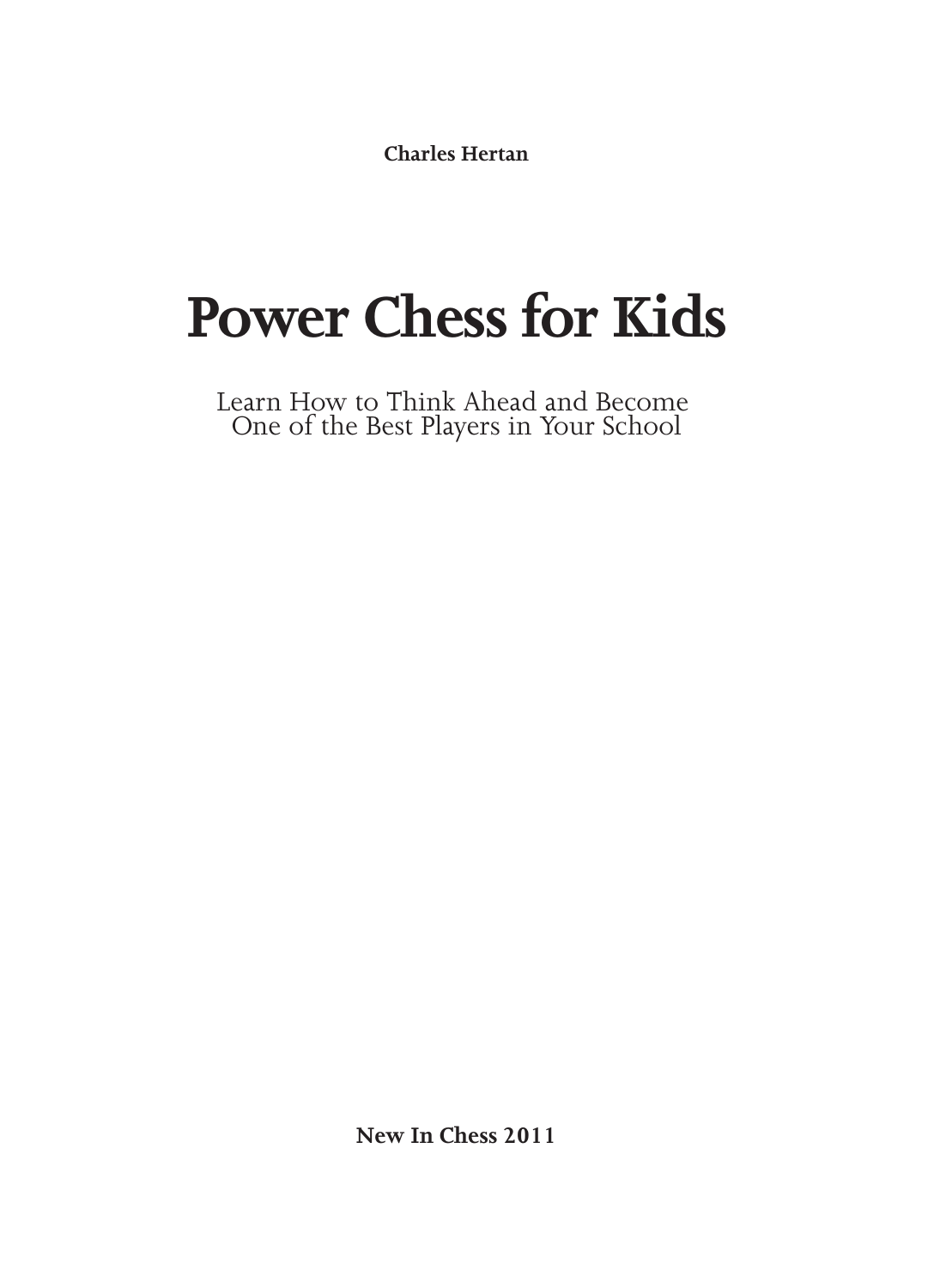**Charles Hertan**

# Power Chess for Kids

Learn How to Think Ahead and Become One of the Best Players in Your School

**New In Chess 2011**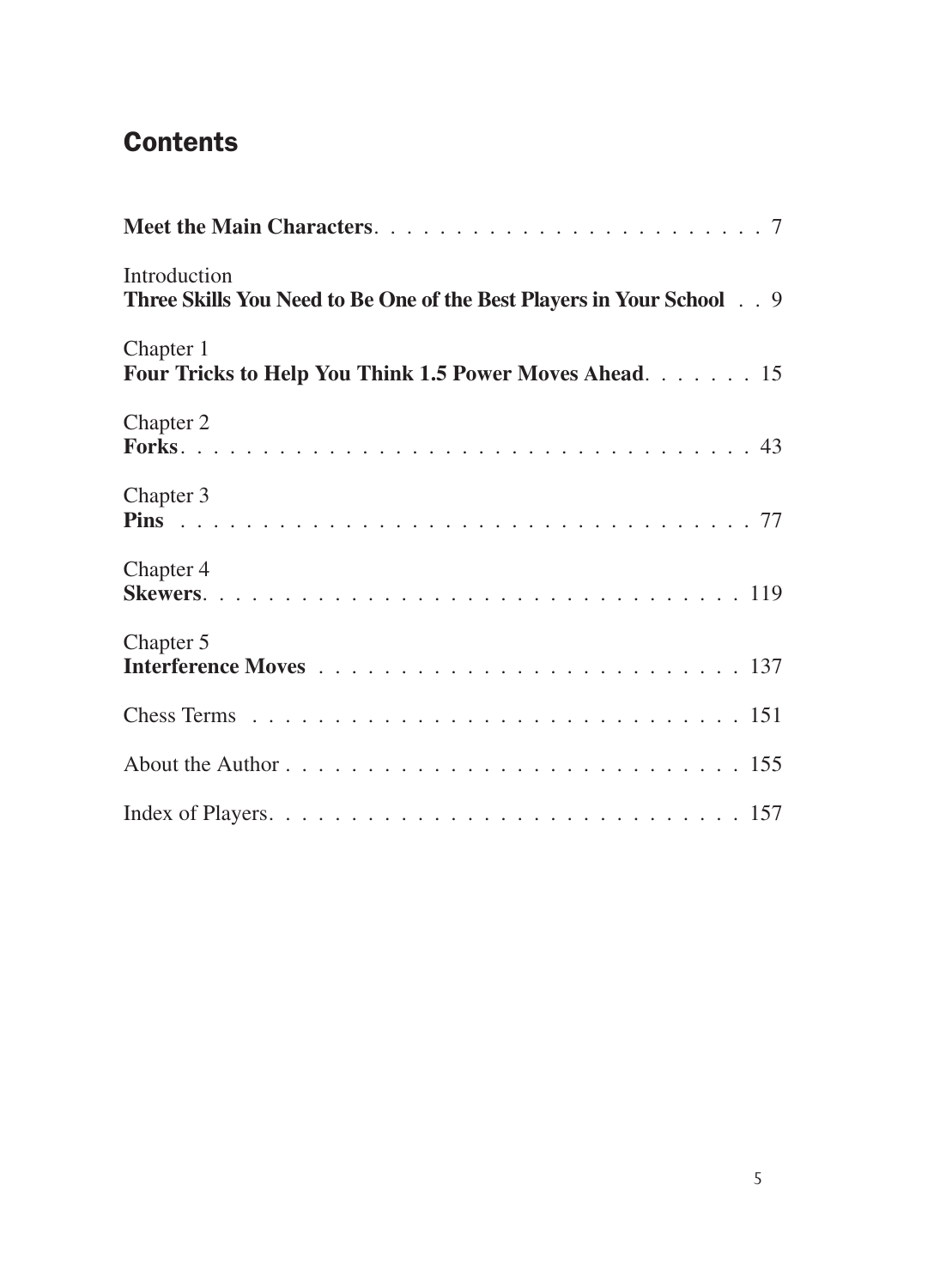# Contents

**Meet the Main Characters** . . . . . . . . . . . . . . . . . . . . . . . . 7

Introduction
**Three Skills You Need to Be One of the Best Players in Your School** . . 9

Chapter 1
**Four Tricks to Help You Think 1.5 Power Moves Ahead** . . . . . . . 15

Chapter 2
**Forks** . . . . . . . . . . . . . . . . . . . . . . . . . . . . . . . . . 43

Chapter 3
**Pins** . . . . . . . . . . . . . . . . . . . . . . . . . . . . . . . . . 77

Chapter 4
**Skewers** . . . . . . . . . . . . . . . . . . . . . . . . . . . . . . . . 119

Chapter 5
**Interference Moves** . . . . . . . . . . . . . . . . . . . . . . . . . . 137

Chess Terms . . . . . . . . . . . . . . . . . . . . . . . . . . . . . . 151

About the Author . . . . . . . . . . . . . . . . . . . . . . . . . . . . 155

Index of Players . . . . . . . . . . . . . . . . . . . . . . . . . . . . 157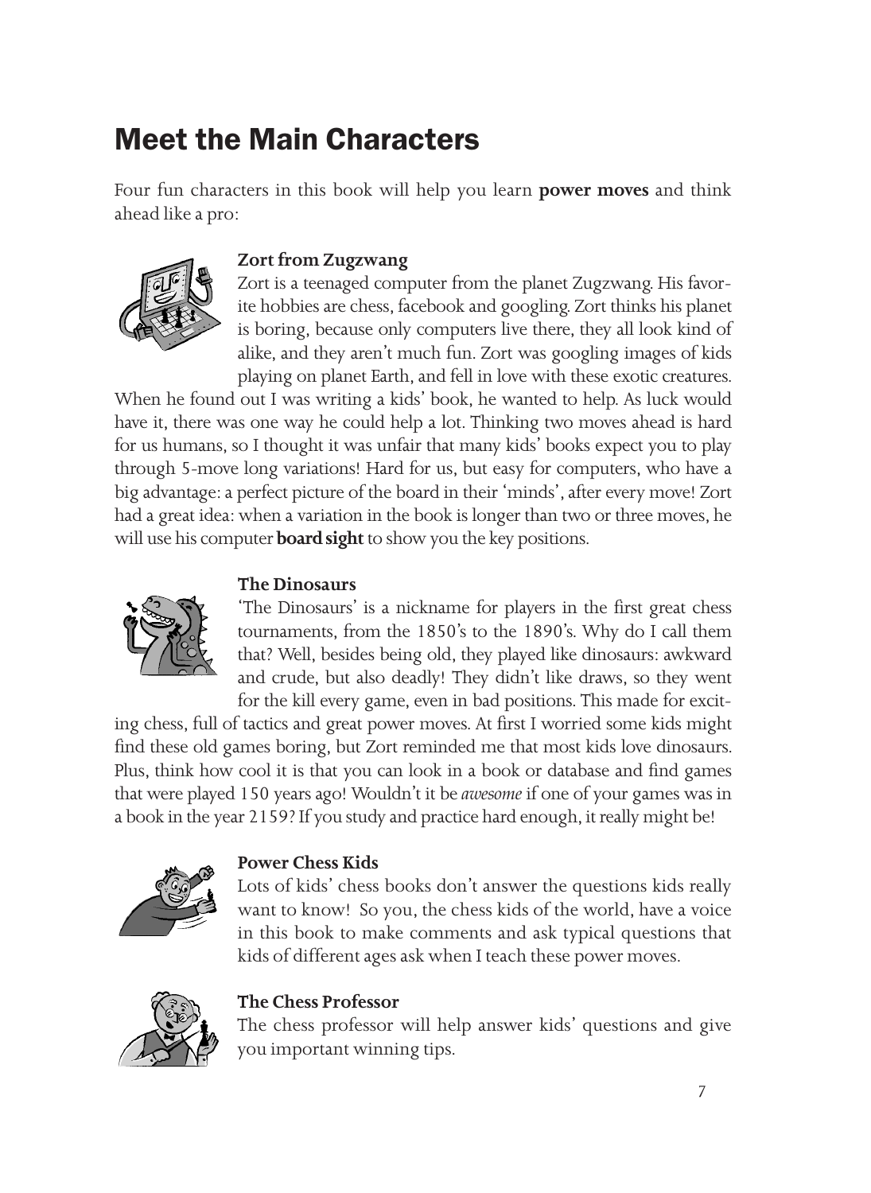# Meet the Main Characters

Four fun characters in this book will help you learn **power moves** and think ahead like a pro:

**Zort from Zugzwang**

Zort is a teenaged computer from the planet Zugzwang. His favorite hobbies are chess, facebook and googling. Zort thinks his planet is boring, because only computers live there, they all look kind of alike, and they aren't much fun. Zort was googling images of kids playing on planet Earth, and fell in love with these exotic creatures. When he found out I was writing a kids' book, he wanted to help. As luck would have it, there was one way he could help a lot. Thinking two moves ahead is hard for us humans, so I thought it was unfair that many kids' books expect you to play through 5-move long variations! Hard for us, but easy for computers, who have a big advantage: a perfect picture of the board in their 'minds', after every move! Zort had a great idea: when a variation in the book is longer than two or three moves, he will use his computer **board sight** to show you the key positions.

**The Dinosaurs**

'The Dinosaurs' is a nickname for players in the first great chess tournaments, from the 1850's to the 1890's. Why do I call them that? Well, besides being old, they played like dinosaurs: awkward and crude, but also deadly! They didn't like draws, so they went for the kill every game, even in bad positions. This made for exciting chess, full of tactics and great power moves. At first I worried some kids might find these old games boring, but Zort reminded me that most kids love dinosaurs. Plus, think how cool it is that you can look in a book or database and find games that were played 150 years ago! Wouldn't it be *awesome* if one of your games was in a book in the year 2159? If you study and practice hard enough, it really might be!

**Power Chess Kids**

Lots of kids' chess books don't answer the questions kids really want to know! So you, the chess kids of the world, have a voice in this book to make comments and ask typical questions that kids of different ages ask when I teach these power moves.

**The Chess Professor**

The chess professor will help answer kids' questions and give you important winning tips.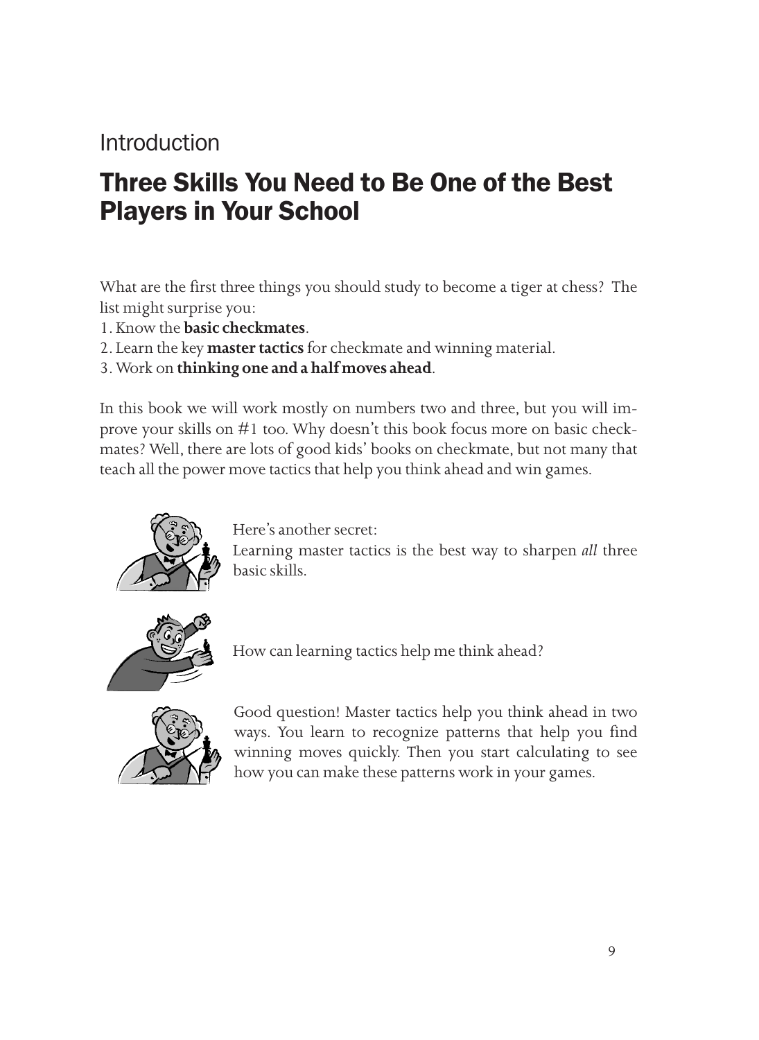Introduction

# Three Skills You Need to Be One of the Best Players in Your School

What are the first three things you should study to become a tiger at chess? The list might surprise you:

1. Know the **basic checkmates**.
2. Learn the key **master tactics** for checkmate and winning material.
3. Work on **thinking one and a half moves ahead**.

In this book we will work mostly on numbers two and three, but you will improve your skills on #1 too. Why doesn't this book focus more on basic checkmates? Well, there are lots of good kids' books on checkmate, but not many that teach all the power move tactics that help you think ahead and win games.

Here's another secret:
Learning master tactics is the best way to sharpen *all* three basic skills.

How can learning tactics help me think ahead?

Good question! Master tactics help you think ahead in two ways. You learn to recognize patterns that help you find winning moves quickly. Then you start calculating to see how you can make these patterns work in your games.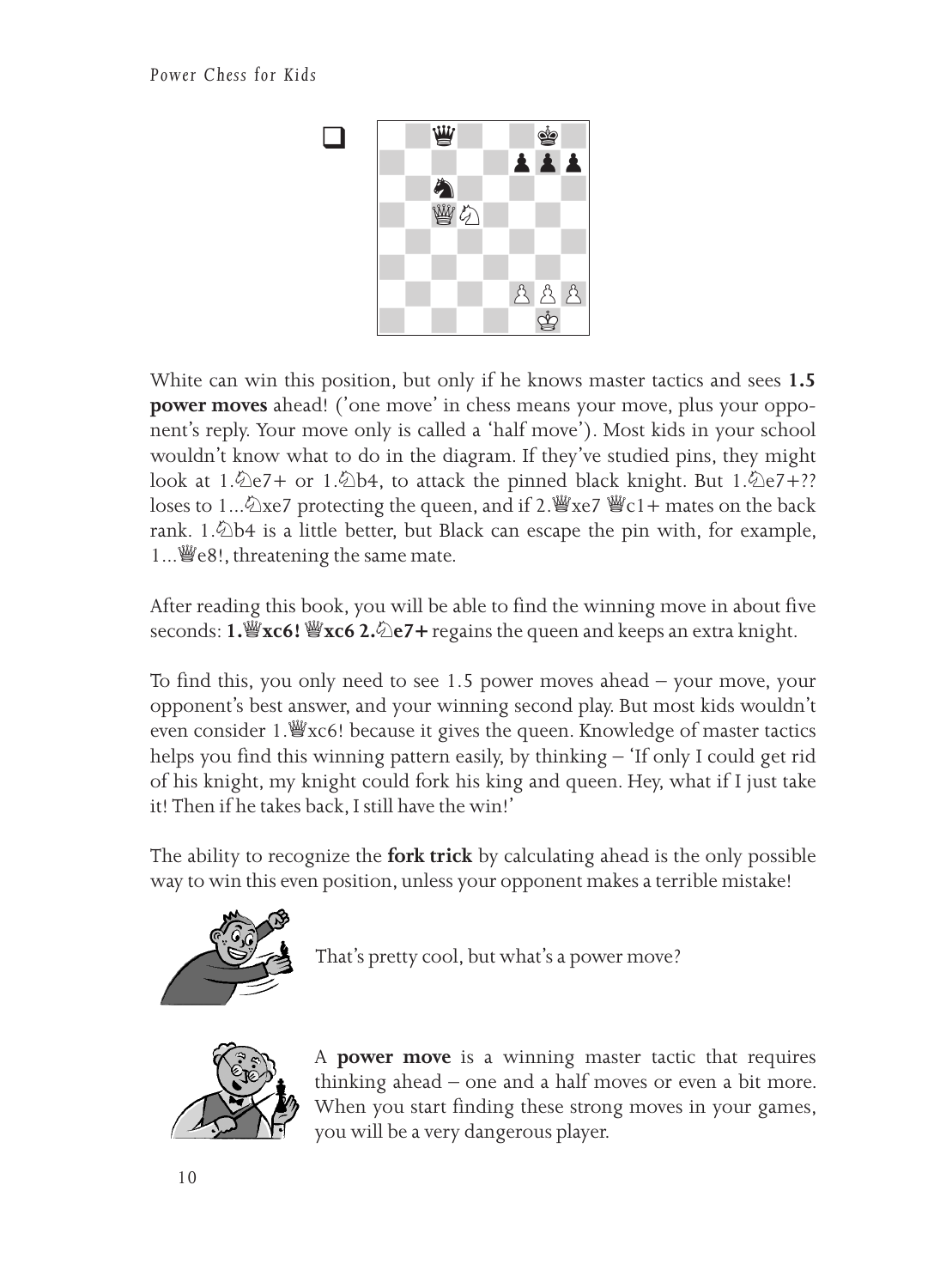White can win this position, but only if he knows master tactics and sees **1.5 power moves** ahead! ('one move' in chess means your move, plus your opponent's reply. Your move only is called a 'half move'). Most kids in your school wouldn't know what to do in the diagram. If they've studied pins, they might look at 1.♘e7+ or 1.♘b4, to attack the pinned black knight. But 1.♘e7+?? loses to 1...♘xe7 protecting the queen, and if 2.♕xe7 ♕c1+ mates on the back rank. 1.♘b4 is a little better, but Black can escape the pin with, for example, 1...♕e8!, threatening the same mate.

After reading this book, you will be able to find the winning move in about five seconds: **1.♕xc6! ♕xc6 2.♘e7+** regains the queen and keeps an extra knight.

To find this, you only need to see 1.5 power moves ahead – your move, your opponent's best answer, and your winning second play. But most kids wouldn't even consider 1.♕xc6! because it gives the queen. Knowledge of master tactics helps you find this winning pattern easily, by thinking – 'If only I could get rid of his knight, my knight could fork his king and queen. Hey, what if I just take it! Then if he takes back, I still have the win!'

The ability to recognize the **fork trick** by calculating ahead is the only possible way to win this even position, unless your opponent makes a terrible mistake!

That's pretty cool, but what's a power move?

A **power move** is a winning master tactic that requires thinking ahead – one and a half moves or even a bit more. When you start finding these strong moves in your games, you will be a very dangerous player.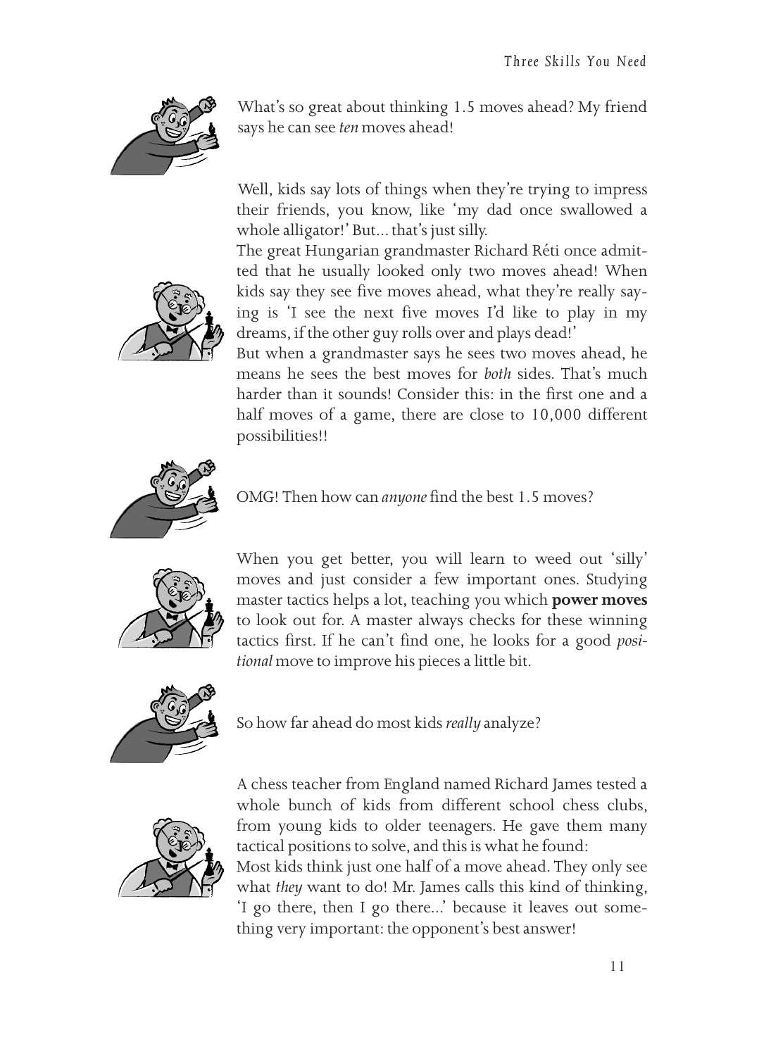What's so great about thinking 1.5 moves ahead? My friend says he can see *ten* moves ahead!

Well, kids say lots of things when they're trying to impress their friends, you know, like 'my dad once swallowed a whole alligator!' But... that's just silly.

The great Hungarian grandmaster Richard Réti once admitted that he usually looked only two moves ahead! When kids say they see five moves ahead, what they're really saying is 'I see the next five moves I'd like to play in my dreams, if the other guy rolls over and plays dead!'

But when a grandmaster says he sees two moves ahead, he means he sees the best moves for *both* sides. That's much harder than it sounds! Consider this: in the first one and a half moves of a game, there are close to 10,000 different possibilities!!

OMG! Then how can *anyone* find the best 1.5 moves?

When you get better, you will learn to weed out 'silly' moves and just consider a few important ones. Studying master tactics helps a lot, teaching you which **power moves** to look out for. A master always checks for these winning tactics first. If he can't find one, he looks for a good *positional* move to improve his pieces a little bit.

So how far ahead do most kids *really* analyze?

A chess teacher from England named Richard James tested a whole bunch of kids from different school chess clubs, from young kids to older teenagers. He gave them many tactical positions to solve, and this is what he found:

Most kids think just one half of a move ahead. They only see what *they* want to do! Mr. James calls this kind of thinking, 'I go there, then I go there...' because it leaves out something very important: the opponent's best answer!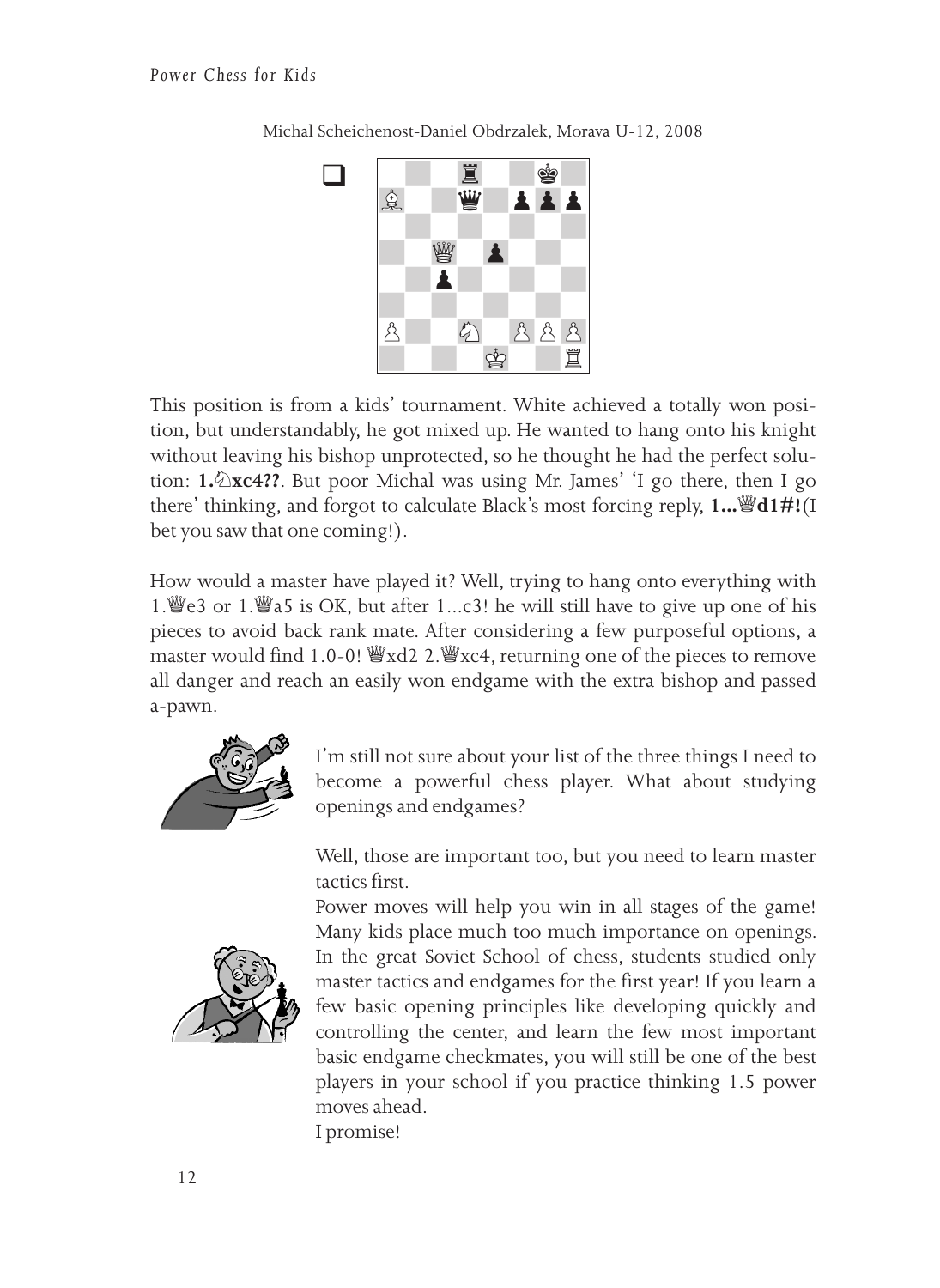Michal Scheichenost-Daniel Obdrzalek, Morava U-12, 2008

This position is from a kids' tournament. White achieved a totally won position, but understandably, he got mixed up. He wanted to hang onto his knight without leaving his bishop unprotected, so he thought he had the perfect solution: **1.♘xc4??**. But poor Michal was using Mr. James' 'I go there, then I go there' thinking, and forgot to calculate Black's most forcing reply, **1...♕d1#!**(I bet you saw that one coming!).

How would a master have played it? Well, trying to hang onto everything with 1.♕e3 or 1.♕a5 is OK, but after 1...c3! he will still have to give up one of his pieces to avoid back rank mate. After considering a few purposeful options, a master would find 1.0-0! ♕xd2 2.♕xc4, returning one of the pieces to remove all danger and reach an easily won endgame with the extra bishop and passed a-pawn.

I'm still not sure about your list of the three things I need to become a powerful chess player. What about studying openings and endgames?

Well, those are important too, but you need to learn master tactics first.

Power moves will help you win in all stages of the game! Many kids place much too much importance on openings. In the great Soviet School of chess, students studied only master tactics and endgames for the first year! If you learn a few basic opening principles like developing quickly and controlling the center, and learn the few most important basic endgame checkmates, you will still be one of the best players in your school if you practice thinking 1.5 power moves ahead.

I promise!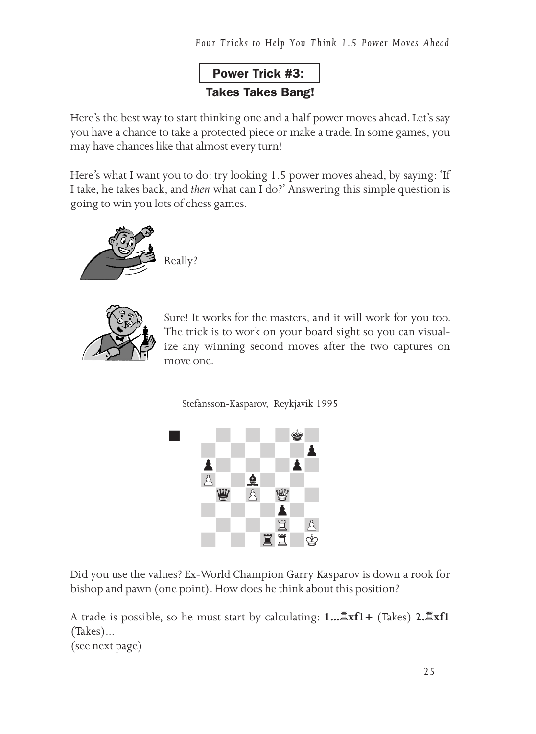## Power Trick #3:
## Takes Takes Bang!

Here's the best way to start thinking one and a half power moves ahead. Let's say you have a chance to take a protected piece or make a trade. In some games, you may have chances like that almost every turn!

Here's what I want you to do: try looking 1.5 power moves ahead, by saying: 'If I take, he takes back, and *then* what can I do?' Answering this simple question is going to win you lots of chess games.

Really?

Sure! It works for the masters, and it will work for you too. The trick is to work on your board sight so you can visualize any winning second moves after the two captures on move one.

Stefansson-Kasparov, Reykjavik 1995

Did you use the values? Ex-World Champion Garry Kasparov is down a rook for bishop and pawn (one point). How does he think about this position?

A trade is possible, so he must start by calculating: **1...♖xf1+** (Takes) **2.♖xf1** (Takes)...
(see next page)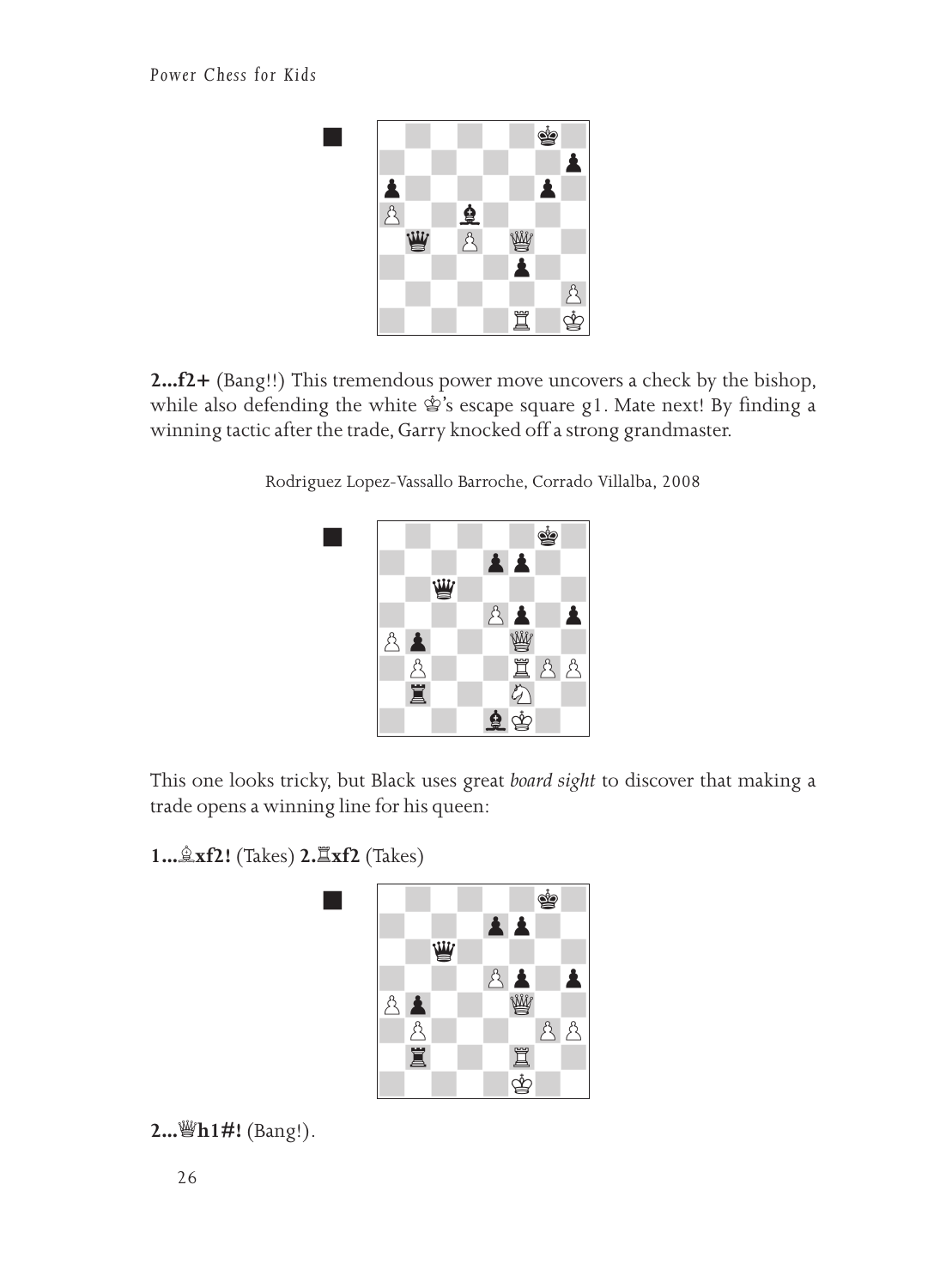**2...f2+** (Bang!!) This tremendous power move uncovers a check by the bishop, while also defending the white ♔'s escape square g1. Mate next! By finding a winning tactic after the trade, Garry knocked off a strong grandmaster.

Rodriguez Lopez-Vassallo Barroche, Corrado Villalba, 2008

This one looks tricky, but Black uses great *board sight* to discover that making a trade opens a winning line for his queen:

**1...♗xf2!** (Takes) **2.♖xf2** (Takes)

**2...♕h1#!** (Bang!).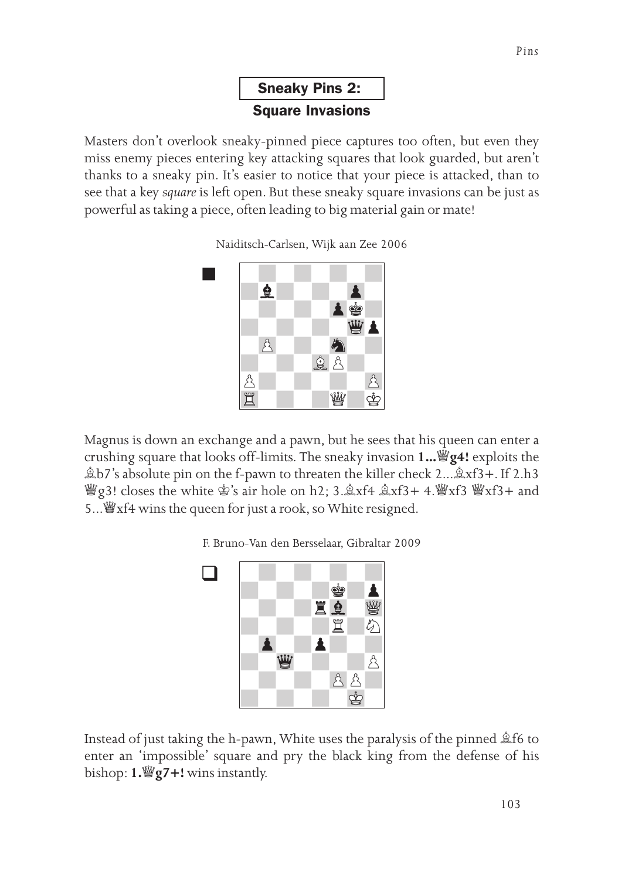## Sneaky Pins 2:
## Square Invasions

Masters don't overlook sneaky-pinned piece captures too often, but even they miss enemy pieces entering key attacking squares that look guarded, but aren't thanks to a sneaky pin. It's easier to notice that your piece is attacked, than to see that a key *square* is left open. But these sneaky square invasions can be just as powerful as taking a piece, often leading to big material gain or mate!

Naiditsch-Carlsen, Wijk aan Zee 2006

Magnus is down an exchange and a pawn, but he sees that his queen can enter a crushing square that looks off-limits. The sneaky invasion **1...♕g4!** exploits the ♗b7's absolute pin on the f-pawn to threaten the killer check 2...♗xf3+. If 2.h3 ♕g3! closes the white ♔'s air hole on h2; 3.♗xf4 ♗xf3+ 4.♕xf3 ♕xf3+ and 5...♕xf4 wins the queen for just a rook, so White resigned.

F. Bruno-Van den Bersselaar, Gibraltar 2009

Instead of just taking the h-pawn, White uses the paralysis of the pinned ♗f6 to enter an 'impossible' square and pry the black king from the defense of his bishop: **1.♕g7+!** wins instantly.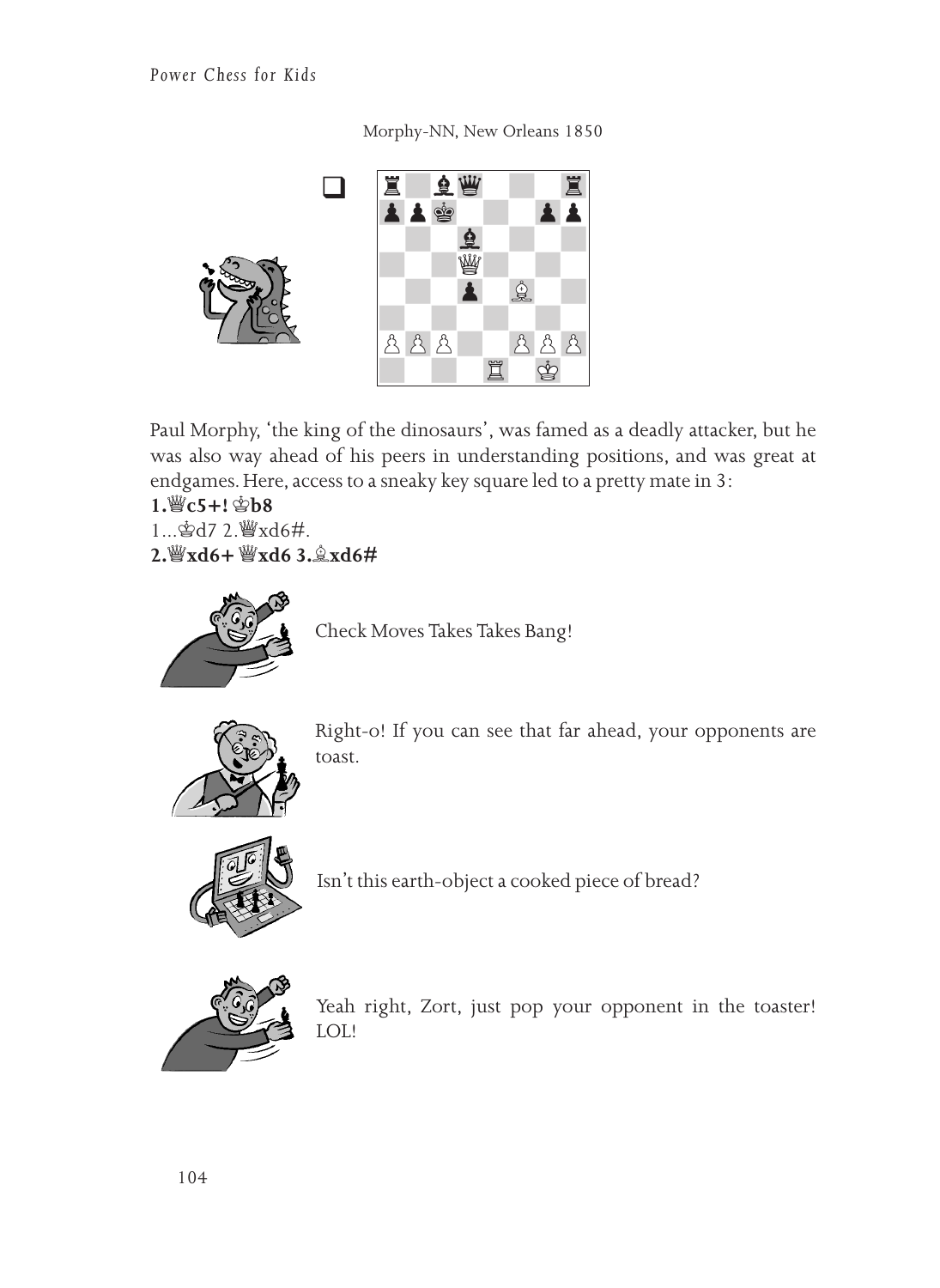Morphy-NN, New Orleans 1850

Paul Morphy, 'the king of the dinosaurs', was famed as a deadly attacker, but he was also way ahead of his peers in understanding positions, and was great at endgames. Here, access to a sneaky key square led to a pretty mate in 3:

**1.♕c5+! ♔b8**

1...♔d7 2.♕xd6#.

**2.♕xd6+ ♕xd6 3.♗xd6#**

Check Moves Takes Takes Bang!

Right-o! If you can see that far ahead, your opponents are toast.

Isn't this earth-object a cooked piece of bread?

Yeah right, Zort, just pop your opponent in the toaster! LOL!